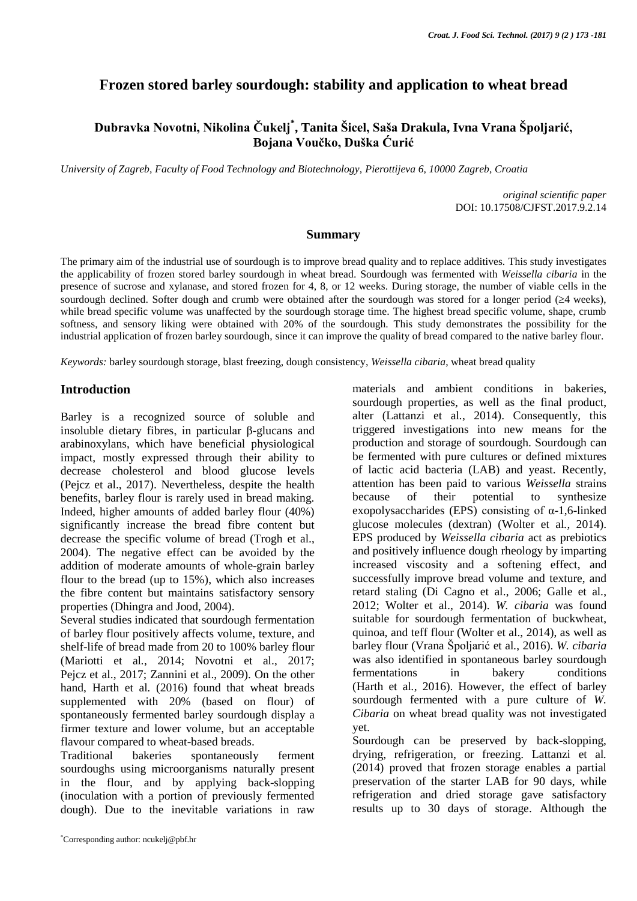# Frozen stored barley sourdough: stability and application to wheat bread

**Dubravka Novotni, Nikolina Čukelj[*], Tanita Šicel, Saša Drakula, Ivna Vrana Špoljarić, Bojana Voučko, Duška Ćurić**

*University of Zagreb, Faculty of Food Technology and Biotechnology, Pierottijeva 6, 10000 Zagreb, Croatia*

*original scientific paper*
DOI: 10.17508/CJFST.2017.9.2.14

## Summary

The primary aim of the industrial use of sourdough is to improve bread quality and to replace additives. This study investigates the applicability of frozen stored barley sourdough in wheat bread. Sourdough was fermented with *Weissella cibaria* in the presence of sucrose and xylanase, and stored frozen for 4, 8, or 12 weeks. During storage, the number of viable cells in the sourdough declined. Softer dough and crumb were obtained after the sourdough was stored for a longer period (≥4 weeks), while bread specific volume was unaffected by the sourdough storage time. The highest bread specific volume, shape, crumb softness, and sensory liking were obtained with 20% of the sourdough. This study demonstrates the possibility for the industrial application of frozen barley sourdough, since it can improve the quality of bread compared to the native barley flour.

*Keywords:* barley sourdough storage, blast freezing, dough consistency, *Weissella cibaria*, wheat bread quality

## Introduction

Barley is a recognized source of soluble and insoluble dietary fibres, in particular β-glucans and arabinoxylans, which have beneficial physiological impact, mostly expressed through their ability to decrease cholesterol and blood glucose levels (Pejcz et al., 2017). Nevertheless, despite the health benefits, barley flour is rarely used in bread making. Indeed, higher amounts of added barley flour (40%) significantly increase the bread fibre content but decrease the specific volume of bread (Trogh et al., 2004). The negative effect can be avoided by the addition of moderate amounts of whole-grain barley flour to the bread (up to 15%), which also increases the fibre content but maintains satisfactory sensory properties (Dhingra and Jood, 2004).

Several studies indicated that sourdough fermentation of barley flour positively affects volume, texture, and shelf-life of bread made from 20 to 100% barley flour (Mariotti et al., 2014; Novotni et al., 2017; Pejcz et al., 2017; Zannini et al., 2009). On the other hand, Harth et al. (2016) found that wheat breads supplemented with 20% (based on flour) of spontaneously fermented barley sourdough display a firmer texture and lower volume, but an acceptable flavour compared to wheat-based breads.

Traditional bakeries spontaneously ferment sourdoughs using microorganisms naturally present in the flour, and by applying back-slopping (inoculation with a portion of previously fermented dough). Due to the inevitable variations in raw materials and ambient conditions in bakeries, sourdough properties, as well as the final product, alter (Lattanzi et al., 2014). Consequently, this triggered investigations into new means for the production and storage of sourdough. Sourdough can be fermented with pure cultures or defined mixtures of lactic acid bacteria (LAB) and yeast. Recently, attention has been paid to various *Weissella* strains because of their potential to synthesize exopolysaccharides (EPS) consisting of α-1,6-linked glucose molecules (dextran) (Wolter et al., 2014). EPS produced by *Weissella cibaria* act as prebiotics and positively influence dough rheology by imparting increased viscosity and a softening effect, and successfully improve bread volume and texture, and retard staling (Di Cagno et al., 2006; Galle et al., 2012; Wolter et al., 2014). *W. cibaria* was found suitable for sourdough fermentation of buckwheat, quinoa, and teff flour (Wolter et al., 2014), as well as barley flour (Vrana Špoljarić et al., 2016). *W. cibaria* was also identified in spontaneous barley sourdough fermentations in bakery conditions (Harth et al., 2016). However, the effect of barley sourdough fermented with a pure culture of *W. Cibaria* on wheat bread quality was not investigated yet.

Sourdough can be preserved by back-slopping, drying, refrigeration, or freezing. Lattanzi et al. (2014) proved that frozen storage enables a partial preservation of the starter LAB for 90 days, while refrigeration and dried storage gave satisfactory results up to 30 days of storage. Although the

[*]Corresponding author: ncukelj@pbf.hr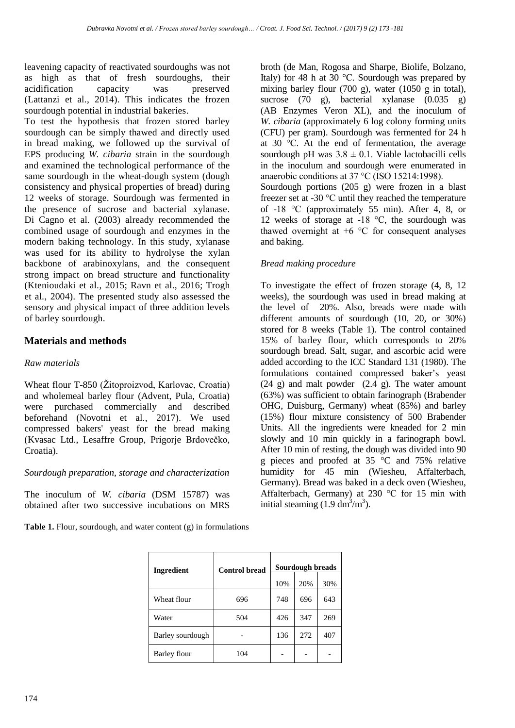leavening capacity of reactivated sourdoughs was not as high as that of fresh sourdoughs, their acidification capacity was preserved (Lattanzi et al., 2014). This indicates the frozen sourdough potential in industrial bakeries.

To test the hypothesis that frozen stored barley sourdough can be simply thawed and directly used in bread making, we followed up the survival of EPS producing *W. cibaria* strain in the sourdough and examined the technological performance of the same sourdough in the wheat-dough system (dough consistency and physical properties of bread) during 12 weeks of storage. Sourdough was fermented in the presence of sucrose and bacterial xylanase. Di Cagno et al. (2003) already recommended the combined usage of sourdough and enzymes in the modern baking technology. In this study, xylanase was used for its ability to hydrolyse the xylan backbone of arabinoxylans, and the consequent strong impact on bread structure and functionality (Ktenioudaki et al., 2015; Ravn et al., 2016; Trogh et al., 2004). The presented study also assessed the sensory and physical impact of three addition levels of barley sourdough.

## Materials and methods

### *Raw materials*

Wheat flour T-850 (Žitoproizvod, Karlovac, Croatia) and wholemeal barley flour (Advent, Pula, Croatia) were purchased commercially and described beforehand (Novotni et al., 2017). We used compressed bakers' yeast for the bread making (Kvasac Ltd., Lesaffre Group, Prigorje Brdovečko, Croatia).

### *Sourdough preparation, storage and characterization*

The inoculum of *W. cibaria* (DSM 15787) was obtained after two successive incubations on MRS broth (de Man, Rogosa and Sharpe, Biolife, Bolzano, Italy) for 48 h at 30 °C. Sourdough was prepared by mixing barley flour (700 g), water (1050 g in total), sucrose (70 g), bacterial xylanase (0.035 g) (AB Enzymes Veron XL), and the inoculum of *W. cibaria* (approximately 6 log colony forming units (CFU) per gram). Sourdough was fermented for 24 h at 30 °C. At the end of fermentation, the average sourdough pH was 3.8 ± 0.1. Viable lactobacilli cells in the inoculum and sourdough were enumerated in anaerobic conditions at 37 °C (ISO 15214:1998).

Sourdough portions (205 g) were frozen in a blast freezer set at -30 °C until they reached the temperature of -18 °C (approximately 55 min). After 4, 8, or 12 weeks of storage at -18 °C, the sourdough was thawed overnight at +6 °C for consequent analyses and baking.

### *Bread making procedure*

To investigate the effect of frozen storage (4, 8, 12 weeks), the sourdough was used in bread making at the level of 20%. Also, breads were made with different amounts of sourdough (10, 20, or 30%) stored for 8 weeks (Table 1). The control contained 15% of barley flour, which corresponds to 20% sourdough bread. Salt, sugar, and ascorbic acid were added according to the ICC Standard 131 (1980). The formulations contained compressed baker's yeast (24 g) and malt powder (2.4 g). The water amount (63%) was sufficient to obtain farinograph (Brabender OHG, Duisburg, Germany) wheat (85%) and barley (15%) flour mixture consistency of 500 Brabender Units. All the ingredients were kneaded for 2 min slowly and 10 min quickly in a farinograph bowl. After 10 min of resting, the dough was divided into 90 g pieces and proofed at 35 °C and 75% relative humidity for 45 min (Wiesheu, Affalterbach, Germany). Bread was baked in a deck oven (Wiesheu, Affalterbach, Germany) at 230 °C for 15 min with initial steaming (1.9 $dm^3/m^3$).

**Table 1.** Flour, sourdough, and water content (g) in formulations

| Ingredient | Control bread | Sourdough breads | | |
|---|---|---|---|---|
| | | 10% | 20% | 30% |
| Wheat flour | 696 | 748 | 696 | 643 |
| Water | 504 | 426 | 347 | 269 |
| Barley sourdough | - | 136 | 272 | 407 |
| Barley flour | 104 | - | - | - |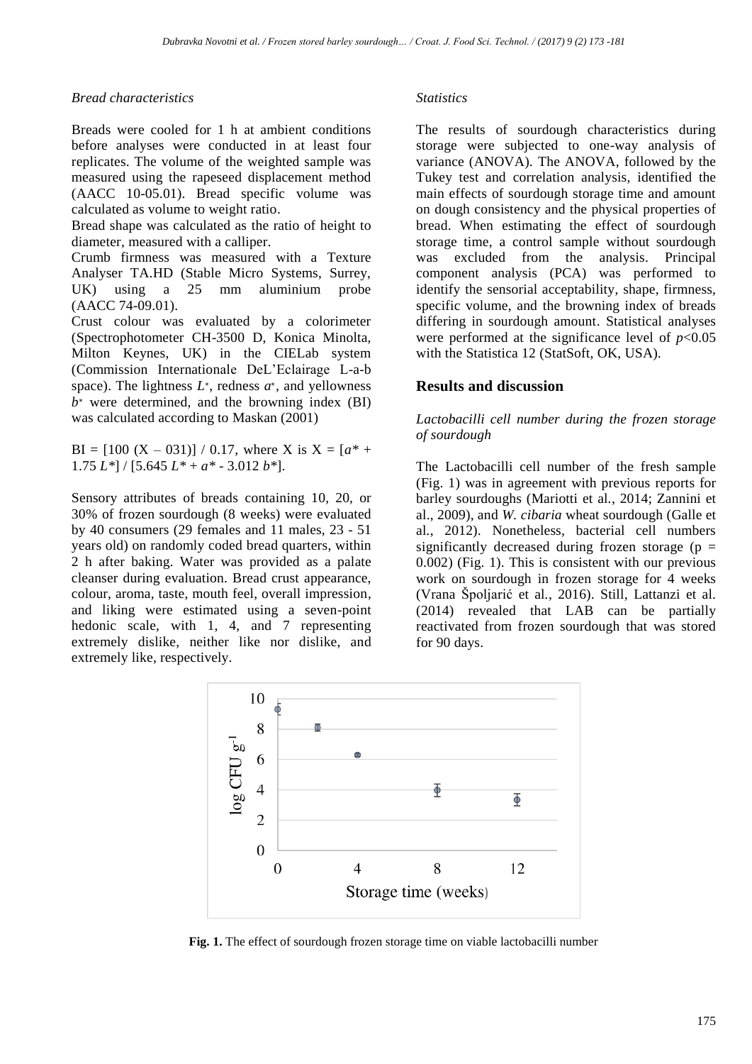### Bread characteristics

Breads were cooled for 1 h at ambient conditions before analyses were conducted in at least four replicates. The volume of the weighted sample was measured using the rapeseed displacement method (AACC 10-05.01). Bread specific volume was calculated as volume to weight ratio.

Bread shape was calculated as the ratio of height to diameter, measured with a calliper.

Crumb firmness was measured with a Texture Analyser TA.HD (Stable Micro Systems, Surrey, UK) using a 25 mm aluminium probe (AACC 74-09.01).

Crust colour was evaluated by a colorimeter (Spectrophotometer CH-3500 D, Konica Minolta, Milton Keynes, UK) in the CIELab system (Commission Internationale DeL'Eclairage L-a-b space). The lightness $L^*$, redness $a^*$, and yellowness $b^*$ were determined, and the browning index (BI) was calculated according to Maskan (2001)

$BI = [100 (X – 031)] / 0.17$, where X is $X = [a^* + 1.75 L^*] / [5.645 L^* + a^* - 3.012 b^*]$.

Sensory attributes of breads containing 10, 20, or 30% of frozen sourdough (8 weeks) were evaluated by 40 consumers (29 females and 11 males, 23 - 51 years old) on randomly coded bread quarters, within 2 h after baking. Water was provided as a palate cleanser during evaluation. Bread crust appearance, colour, aroma, taste, mouth feel, overall impression, and liking were estimated using a seven-point hedonic scale, with 1, 4, and 7 representing extremely dislike, neither like nor dislike, and extremely like, respectively.

### Statistics

The results of sourdough characteristics during storage were subjected to one-way analysis of variance (ANOVA). The ANOVA, followed by the Tukey test and correlation analysis, identified the main effects of sourdough storage time and amount on dough consistency and the physical properties of bread. When estimating the effect of sourdough storage time, a control sample without sourdough was excluded from the analysis. Principal component analysis (PCA) was performed to identify the sensorial acceptability, shape, firmness, specific volume, and the browning index of breads differing in sourdough amount. Statistical analyses were performed at the significance level of $p<0.05$ with the Statistica 12 (StatSoft, OK, USA).

## Results and discussion

### *Lactobacilli cell number during the frozen storage of sourdough*

The Lactobacilli cell number of the fresh sample (Fig. 1) was in agreement with previous reports for barley sourdoughs (Mariotti et al., 2014; Zannini et al., 2009), and *W. cibaria* wheat sourdough (Galle et al., 2012). Nonetheless, bacterial cell numbers significantly decreased during frozen storage ($p = 0.002$) (Fig. 1). This is consistent with our previous work on sourdough in frozen storage for 4 weeks (Vrana Špoljarić et al., 2016). Still, Lattanzi et al. (2014) revealed that LAB can be partially reactivated from frozen sourdough that was stored for 90 days.

**Fig. 1.** The effect of sourdough frozen storage time on viable lactobacilli number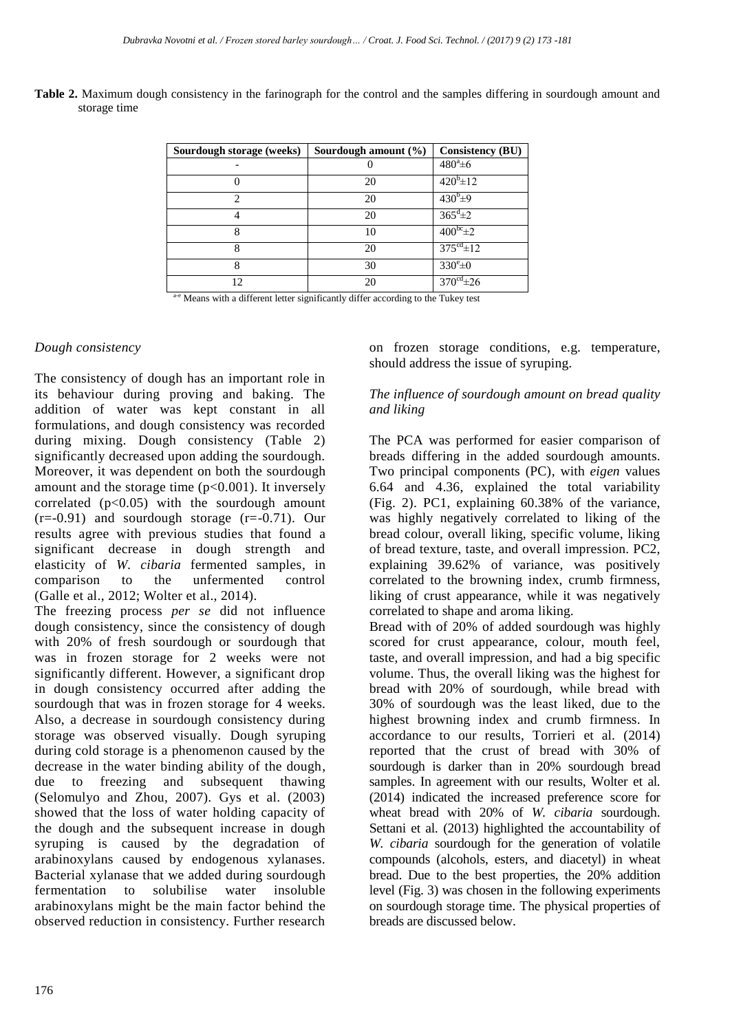**Table 2.** Maximum dough consistency in the farinograph for the control and the samples differing in sourdough amount and storage time

| Sourdough storage (weeks) | Sourdough amount (%) | Consistency (BU) |
|---|---|---|
| - | 0 | $480^{a}$±6 |
| 0 | 20 | $420^{b}$±12 |
| 2 | 20 | $430^{b}$±9 |
| 4 | 20 | $365^{d}$±2 |
| 8 | 10 | $400^{bc}$±2 |
| 8 | 20 | $375^{cd}$±12 |
| 8 | 30 | $330^{e}$±0 |
| 12 | 20 | $370^{cd}$±26 |

[a-e] Means with a different letter significantly differ according to the Tukey test

*Dough consistency*

The consistency of dough has an important role in its behaviour during proving and baking. The addition of water was kept constant in all formulations, and dough consistency was recorded during mixing. Dough consistency (Table 2) significantly decreased upon adding the sourdough. Moreover, it was dependent on both the sourdough amount and the storage time ($p<0.001$). It inversely correlated ($p<0.05$) with the sourdough amount ($r=-0.91$) and sourdough storage ($r=-0.71$). Our results agree with previous studies that found a significant decrease in dough strength and elasticity of *W. cibaria* fermented samples, in comparison to the unfermented control (Galle et al., 2012; Wolter et al., 2014).

The freezing process *per se* did not influence dough consistency, since the consistency of dough with 20% of fresh sourdough or sourdough that was in frozen storage for 2 weeks were not significantly different. However, a significant drop in dough consistency occurred after adding the sourdough that was in frozen storage for 4 weeks. Also, a decrease in sourdough consistency during storage was observed visually. Dough syruping during cold storage is a phenomenon caused by the decrease in the water binding ability of the dough, due to freezing and subsequent thawing (Selomulyo and Zhou, 2007). Gys et al. (2003) showed that the loss of water holding capacity of the dough and the subsequent increase in dough syruping is caused by the degradation of arabinoxylans caused by endogenous xylanases. Bacterial xylanase that we added during sourdough fermentation to solubilise water insoluble arabinoxylans might be the main factor behind the observed reduction in consistency. Further research on frozen storage conditions, e.g. temperature, should address the issue of syruping.

*The influence of sourdough amount on bread quality and liking*

The PCA was performed for easier comparison of breads differing in the added sourdough amounts. Two principal components (PC), with *eigen* values 6.64 and 4.36, explained the total variability (Fig. 2). PC1, explaining 60.38% of the variance, was highly negatively correlated to liking of the bread colour, overall liking, specific volume, liking of bread texture, taste, and overall impression. PC2, explaining 39.62% of variance, was positively correlated to the browning index, crumb firmness, liking of crust appearance, while it was negatively correlated to shape and aroma liking.

Bread with of 20% of added sourdough was highly scored for crust appearance, colour, mouth feel, taste, and overall impression, and had a big specific volume. Thus, the overall liking was the highest for bread with 20% of sourdough, while bread with 30% of sourdough was the least liked, due to the highest browning index and crumb firmness. In accordance to our results, Torrieri et al. (2014) reported that the crust of bread with 30% of sourdough is darker than in 20% sourdough bread samples. In agreement with our results, Wolter et al. (2014) indicated the increased preference score for wheat bread with 20% of *W. cibaria* sourdough. Settani et al. (2013) highlighted the accountability of *W. cibaria* sourdough for the generation of volatile compounds (alcohols, esters, and diacetyl) in wheat bread. Due to the best properties, the 20% addition level (Fig. 3) was chosen in the following experiments on sourdough storage time. The physical properties of breads are discussed below.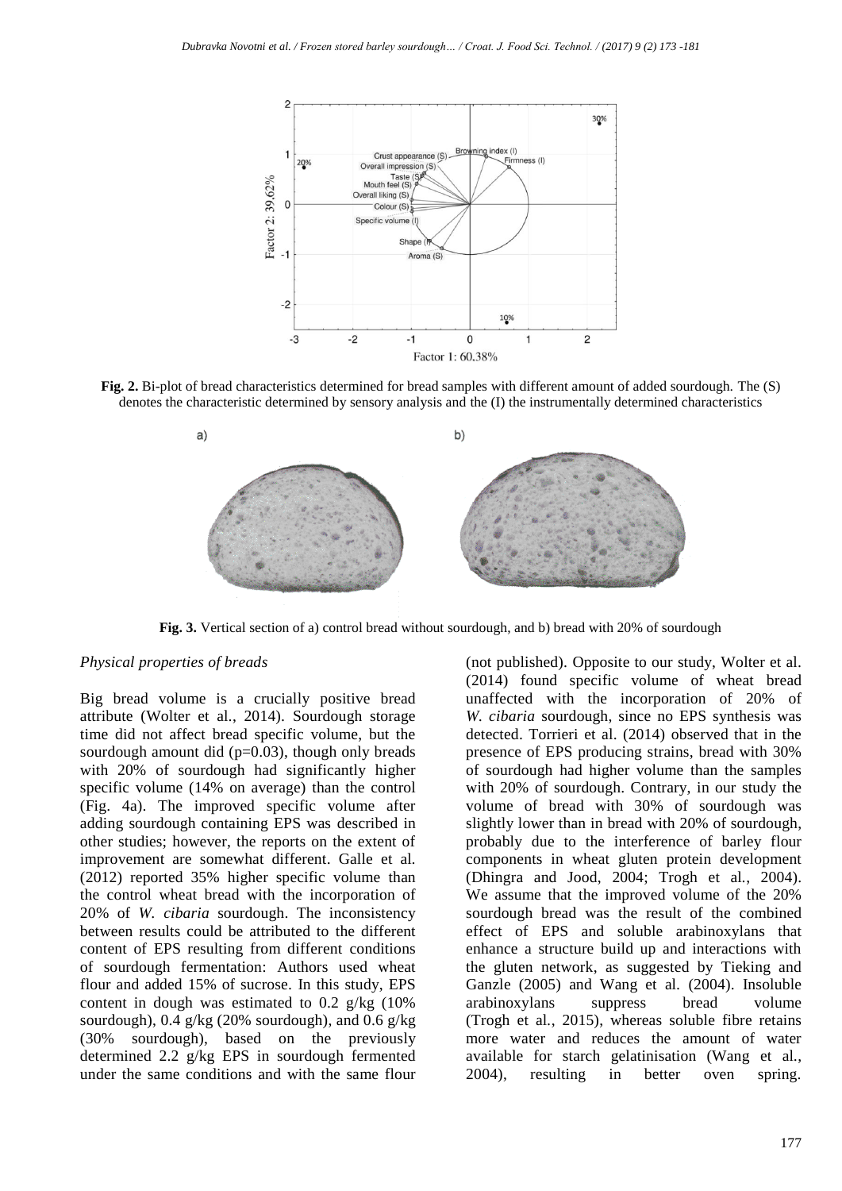**Fig. 2.** Bi-plot of bread characteristics determined for bread samples with different amount of added sourdough. The (S) denotes the characteristic determined by sensory analysis and the (I) the instrumentally determined characteristics

**Fig. 3.** Vertical section of a) control bread without sourdough, and b) bread with 20% of sourdough

### *Physical properties of breads*

Big bread volume is a crucially positive bread attribute (Wolter et al., 2014). Sourdough storage time did not affect bread specific volume, but the sourdough amount did (p=0.03), though only breads with 20% of sourdough had significantly higher specific volume (14% on average) than the control (Fig. 4a). The improved specific volume after adding sourdough containing EPS was described in other studies; however, the reports on the extent of improvement are somewhat different. Galle et al. (2012) reported 35% higher specific volume than the control wheat bread with the incorporation of 20% of *W. cibaria* sourdough. The inconsistency between results could be attributed to the different content of EPS resulting from different conditions of sourdough fermentation: Authors used wheat flour and added 15% of sucrose. In this study, EPS content in dough was estimated to 0.2 g/kg (10% sourdough), 0.4 g/kg (20% sourdough), and 0.6 g/kg (30% sourdough), based on the previously determined 2.2 g/kg EPS in sourdough fermented under the same conditions and with the same flour (not published). Opposite to our study, Wolter et al. (2014) found specific volume of wheat bread unaffected with the incorporation of 20% of *W. cibaria* sourdough, since no EPS synthesis was detected. Torrieri et al. (2014) observed that in the presence of EPS producing strains, bread with 30% of sourdough had higher volume than the samples with 20% of sourdough. Contrary, in our study the volume of bread with 30% of sourdough was slightly lower than in bread with 20% of sourdough, probably due to the interference of barley flour components in wheat gluten protein development (Dhingra and Jood, 2004; Trogh et al., 2004). We assume that the improved volume of the 20% sourdough bread was the result of the combined effect of EPS and soluble arabinoxylans that enhance a structure build up and interactions with the gluten network, as suggested by Tieking and Ganzle (2005) and Wang et al. (2004). Insoluble arabinoxylans suppress bread volume (Trogh et al., 2015), whereas soluble fibre retains more water and reduces the amount of water available for starch gelatinisation (Wang et al., 2004), resulting in better oven spring.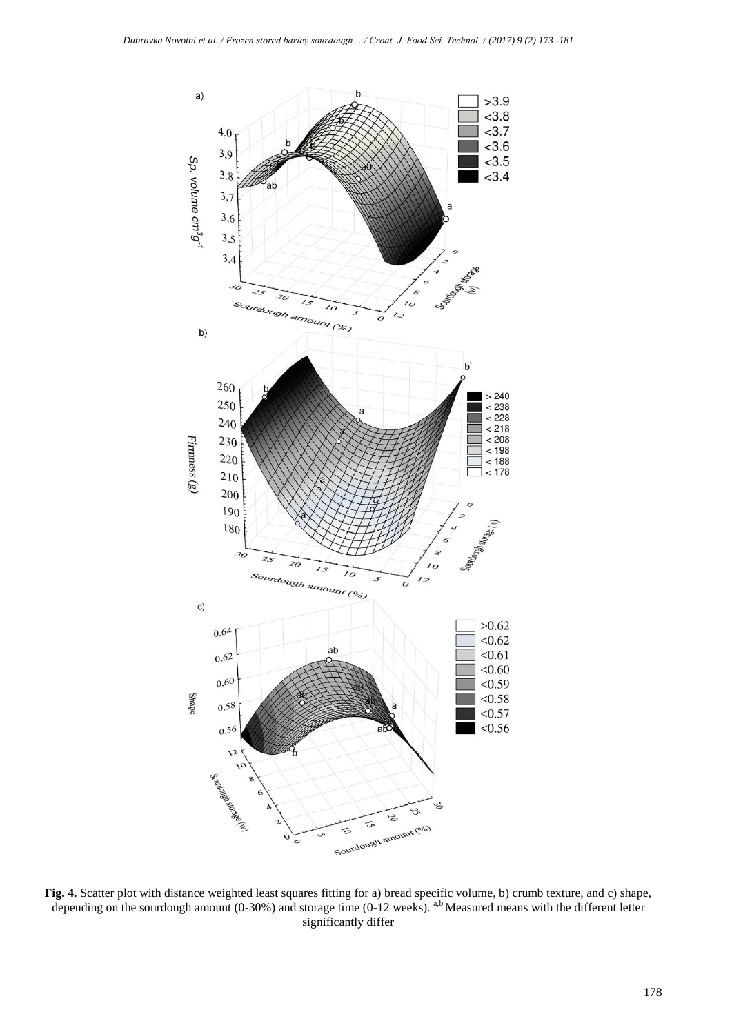**Fig. 4.** Scatter plot with distance weighted least squares fitting for a) bread specific volume, b) crumb texture, and c) shape, depending on the sourdough amount (0-30%) and storage time (0-12 weeks). [a,b] Measured means with the different letter significantly differ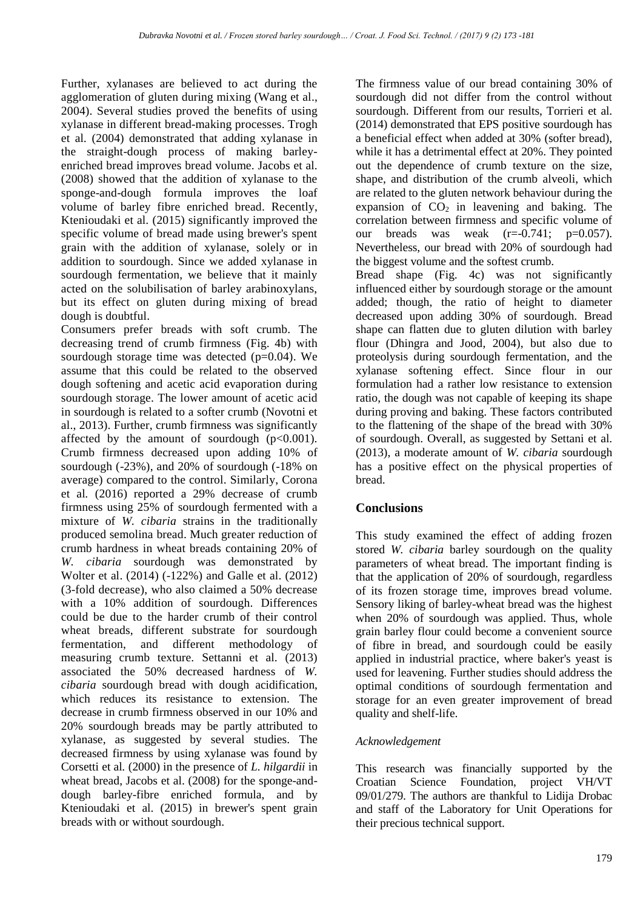Further, xylanases are believed to act during the agglomeration of gluten during mixing (Wang et al., 2004). Several studies proved the benefits of using xylanase in different bread-making processes. Trogh et al. (2004) demonstrated that adding xylanase in the straight-dough process of making barley-enriched bread improves bread volume. Jacobs et al. (2008) showed that the addition of xylanase to the sponge-and-dough formula improves the loaf volume of barley fibre enriched bread. Recently, Ktenioudaki et al. (2015) significantly improved the specific volume of bread made using brewer's spent grain with the addition of xylanase, solely or in addition to sourdough. Since we added xylanase in sourdough fermentation, we believe that it mainly acted on the solubilisation of barley arabinoxylans, but its effect on gluten during mixing of bread dough is doubtful.

Consumers prefer breads with soft crumb. The decreasing trend of crumb firmness (Fig. 4b) with sourdough storage time was detected (p=0.04). We assume that this could be related to the observed dough softening and acetic acid evaporation during sourdough storage. The lower amount of acetic acid in sourdough is related to a softer crumb (Novotni et al., 2013). Further, crumb firmness was significantly affected by the amount of sourdough ($p<0.001$). Crumb firmness decreased upon adding 10% of sourdough (-23%), and 20% of sourdough (-18% on average) compared to the control. Similarly, Corona et al. (2016) reported a 29% decrease of crumb firmness using 25% of sourdough fermented with a mixture of *W. cibaria* strains in the traditionally produced semolina bread. Much greater reduction of crumb hardness in wheat breads containing 20% of *W. cibaria* sourdough was demonstrated by Wolter et al. (2014) (-122%) and Galle et al. (2012) (3-fold decrease), who also claimed a 50% decrease with a 10% addition of sourdough. Differences could be due to the harder crumb of their control wheat breads, different substrate for sourdough fermentation, and different methodology of measuring crumb texture. Settanni et al. (2013) associated the 50% decreased hardness of *W. cibaria* sourdough bread with dough acidification, which reduces its resistance to extension. The decrease in crumb firmness observed in our 10% and 20% sourdough breads may be partly attributed to xylanase, as suggested by several studies. The decreased firmness by using xylanase was found by Corsetti et al. (2000) in the presence of *L. hilgardii* in wheat bread, Jacobs et al. (2008) for the sponge-and-dough barley-fibre enriched formula, and by Ktenioudaki et al. (2015) in brewer's spent grain breads with or without sourdough.

The firmness value of our bread containing 30% of sourdough did not differ from the control without sourdough. Different from our results, Torrieri et al. (2014) demonstrated that EPS positive sourdough has a beneficial effect when added at 30% (softer bread), while it has a detrimental effect at 20%. They pointed out the dependence of crumb texture on the size, shape, and distribution of the crumb alveoli, which are related to the gluten network behaviour during the expansion of $CO_2$ in leavening and baking. The correlation between firmness and specific volume of our breads was weak ($r=-0.741$; $p=0.057$). Nevertheless, our bread with 20% of sourdough had the biggest volume and the softest crumb.

Bread shape (Fig. 4c) was not significantly influenced either by sourdough storage or the amount added; though, the ratio of height to diameter decreased upon adding 30% of sourdough. Bread shape can flatten due to gluten dilution with barley flour (Dhingra and Jood, 2004), but also due to proteolysis during sourdough fermentation, and the xylanase softening effect. Since flour in our formulation had a rather low resistance to extension ratio, the dough was not capable of keeping its shape during proving and baking. These factors contributed to the flattening of the shape of the bread with 30% of sourdough. Overall, as suggested by Settani et al. (2013), a moderate amount of *W. cibaria* sourdough has a positive effect on the physical properties of bread.

## Conclusions

This study examined the effect of adding frozen stored *W. cibaria* barley sourdough on the quality parameters of wheat bread. The important finding is that the application of 20% of sourdough, regardless of its frozen storage time, improves bread volume. Sensory liking of barley-wheat bread was the highest when 20% of sourdough was applied. Thus, whole grain barley flour could become a convenient source of fibre in bread, and sourdough could be easily applied in industrial practice, where baker's yeast is used for leavening. Further studies should address the optimal conditions of sourdough fermentation and storage for an even greater improvement of bread quality and shelf-life.

### *Acknowledgement*

This research was financially supported by the Croatian Science Foundation, project VH/VT 09/01/279. The authors are thankful to Lidija Drobac and staff of the Laboratory for Unit Operations for their precious technical support.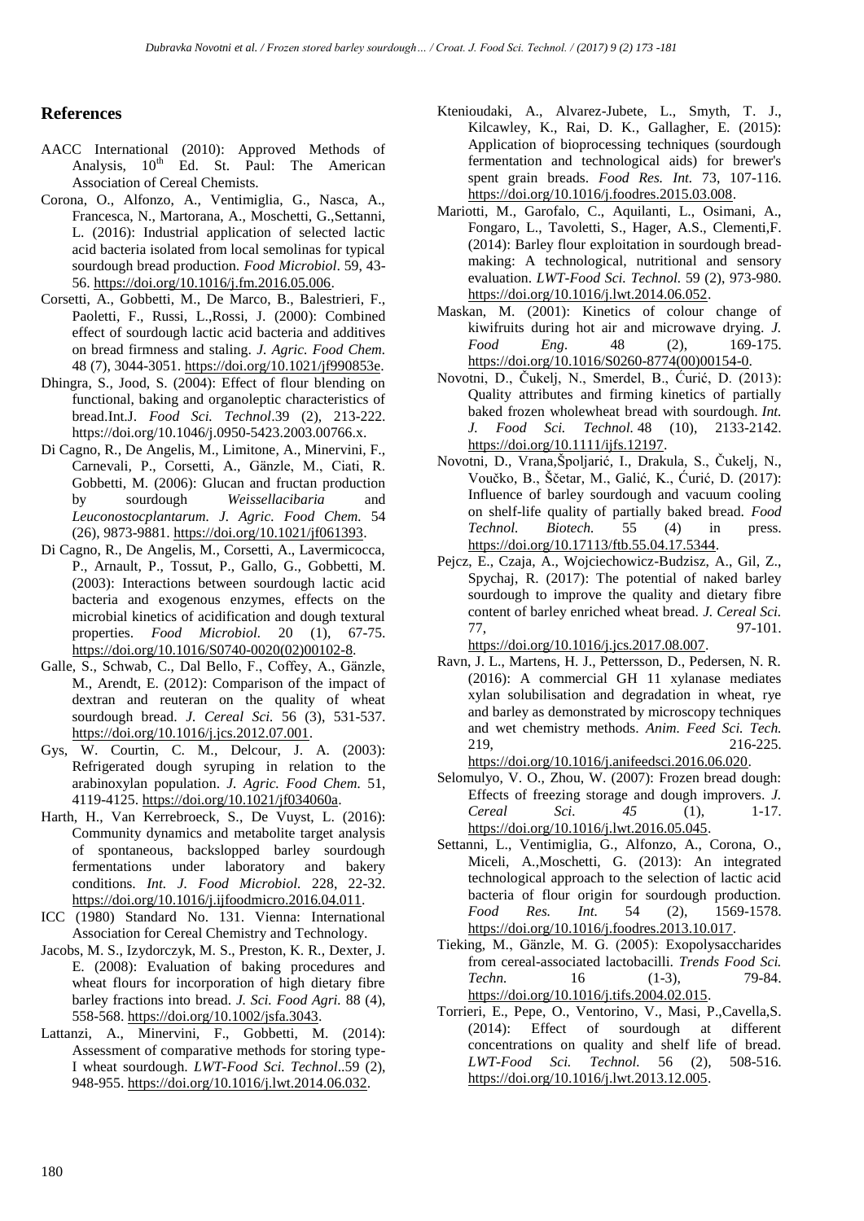## References

AACC International (2010): Approved Methods of Analysis, 10th Ed. St. Paul: The American Association of Cereal Chemists.

Corona, O., Alfonzo, A., Ventimiglia, G., Nasca, A., Francesca, N., Martorana, A., Moschetti, G.,Settanni, L. (2016): Industrial application of selected lactic acid bacteria isolated from local semolinas for typical sourdough bread production. *Food Microbiol*. 59, 43-56. https://doi.org/10.1016/j.fm.2016.05.006.

Corsetti, A., Gobbetti, M., De Marco, B., Balestrieri, F., Paoletti, F., Russi, L.,Rossi, J. (2000): Combined effect of sourdough lactic acid bacteria and additives on bread firmness and staling. *J. Agric. Food Chem*. 48 (7), 3044-3051. https://doi.org/10.1021/jf990853e.

Dhingra, S., Jood, S. (2004): Effect of flour blending on functional, baking and organoleptic characteristics of bread.Int.J. *Food Sci. Technol*.39 (2), 213-222. https://doi.org/10.1046/j.0950-5423.2003.00766.x.

Di Cagno, R., De Angelis, M., Limitone, A., Minervini, F., Carnevali, P., Corsetti, A., Gänzle, M., Ciati, R. Gobbetti, M. (2006): Glucan and fructan production by sourdough *Weissellacibaria* and *Leuconostocplantarum*. *J. Agric. Food Chem.* 54 (26), 9873-9881. https://doi.org/10.1021/jf061393.

Di Cagno, R., De Angelis, M., Corsetti, A., Lavermicocca, P., Arnault, P., Tossut, P., Gallo, G., Gobbetti, M. (2003): Interactions between sourdough lactic acid bacteria and exogenous enzymes, effects on the microbial kinetics of acidification and dough textural properties. *Food Microbiol.* 20 (1), 67-75. https://doi.org/10.1016/S0740-0020(02)00102-8.

Galle, S., Schwab, C., Dal Bello, F., Coffey, A., Gänzle, M., Arendt, E. (2012): Comparison of the impact of dextran and reuteran on the quality of wheat sourdough bread. *J. Cereal Sci.* 56 (3), 531-537. https://doi.org/10.1016/j.jcs.2012.07.001.

Gys, W. Courtin, C. M., Delcour, J. A. (2003): Refrigerated dough syruping in relation to the arabinoxylan population. *J. Agric. Food Chem.* 51, 4119-4125. https://doi.org/10.1021/jf034060a.

Harth, H., Van Kerrebroeck, S., De Vuyst, L. (2016): Community dynamics and metabolite target analysis of spontaneous, backslopped barley sourdough fermentations under laboratory and bakery conditions. *Int. J. Food Microbiol.* 228, 22-32. https://doi.org/10.1016/j.ijfoodmicro.2016.04.011.

ICC (1980) Standard No. 131. Vienna: International Association for Cereal Chemistry and Technology.

Jacobs, M. S., Izydorczyk, M. S., Preston, K. R., Dexter, J. E. (2008): Evaluation of baking procedures and wheat flours for incorporation of high dietary fibre barley fractions into bread. *J. Sci. Food Agri.* 88 (4), 558-568. https://doi.org/10.1002/jsfa.3043.

Lattanzi, A., Minervini, F., Gobbetti, M. (2014): Assessment of comparative methods for storing type-I wheat sourdough. *LWT-Food Sci. Technol*..59 (2), 948-955. https://doi.org/10.1016/j.lwt.2014.06.032.

Ktenioudaki, A., Alvarez-Jubete, L., Smyth, T. J., Kilcawley, K., Rai, D. K., Gallagher, E. (2015): Application of bioprocessing techniques (sourdough fermentation and technological aids) for brewer's spent grain breads. *Food Res. Int.* 73, 107-116. https://doi.org/10.1016/j.foodres.2015.03.008.

Mariotti, M., Garofalo, C., Aquilanti, L., Osimani, A., Fongaro, L., Tavoletti, S., Hager, A.S., Clementi,F. (2014): Barley flour exploitation in sourdough bread-making: A technological, nutritional and sensory evaluation. *LWT-Food Sci. Technol.* 59 (2), 973-980. https://doi.org/10.1016/j.lwt.2014.06.052.

Maskan, M. (2001): Kinetics of colour change of kiwifruits during hot air and microwave drying. *J. Food Eng*. 48 (2), 169-175. https://doi.org/10.1016/S0260-8774(00)00154-0.

Novotni, D., Čukelj, N., Smerdel, B., Ćurić, D. (2013): Quality attributes and firming kinetics of partially baked frozen wholewheat bread with sourdough. *Int. J. Food Sci. Technol.* 48 (10), 2133-2142. https://doi.org/10.1111/ijfs.12197.

Novotni, D., Vrana,Špoljarić, I., Drakula, S., Čukelj, N., Voučko, B., Ščetar, M., Galić, K., Ćurić, D. (2017): Influence of barley sourdough and vacuum cooling on shelf-life quality of partially baked bread. *Food Technol. Biotech.* 55 (4) in press. https://doi.org/10.17113/ftb.55.04.17.5344.

Pejcz, E., Czaja, A., Wojciechowicz-Budzisz, A., Gil, Z., Spychaj, R. (2017): The potential of naked barley sourdough to improve the quality and dietary fibre content of barley enriched wheat bread. *J. Cereal Sci.* 77, 97-101. https://doi.org/10.1016/j.jcs.2017.08.007.

Ravn, J. L., Martens, H. J., Pettersson, D., Pedersen, N. R. (2016): A commercial GH 11 xylanase mediates xylan solubilisation and degradation in wheat, rye and barley as demonstrated by microscopy techniques and wet chemistry methods. *Anim. Feed Sci. Tech.* 219, 216-225. https://doi.org/10.1016/j.anifeedsci.2016.06.020.

Selomulyo, V. O., Zhou, W. (2007): Frozen bread dough: Effects of freezing storage and dough improvers. *J. Cereal Sci. 45* (1), 1-17. https://doi.org/10.1016/j.lwt.2016.05.045.

Settanni, L., Ventimiglia, G., Alfonzo, A., Corona, O., Miceli, A.,Moschetti, G. (2013): An integrated technological approach to the selection of lactic acid bacteria of flour origin for sourdough production. *Food Res. Int.* 54 (2), 1569-1578. https://doi.org/10.1016/j.foodres.2013.10.017.

Tieking, M., Gänzle, M. G. (2005): Exopolysaccharides from cereal-associated lactobacilli. *Trends Food Sci. Techn.* 16 (1-3), 79-84. https://doi.org/10.1016/j.tifs.2004.02.015.

Torrieri, E., Pepe, O., Ventorino, V., Masi, P.,Cavella,S. (2014): Effect of sourdough at different concentrations on quality and shelf life of bread. *LWT-Food Sci. Technol.* 56 (2), 508-516. https://doi.org/10.1016/j.lwt.2013.12.005.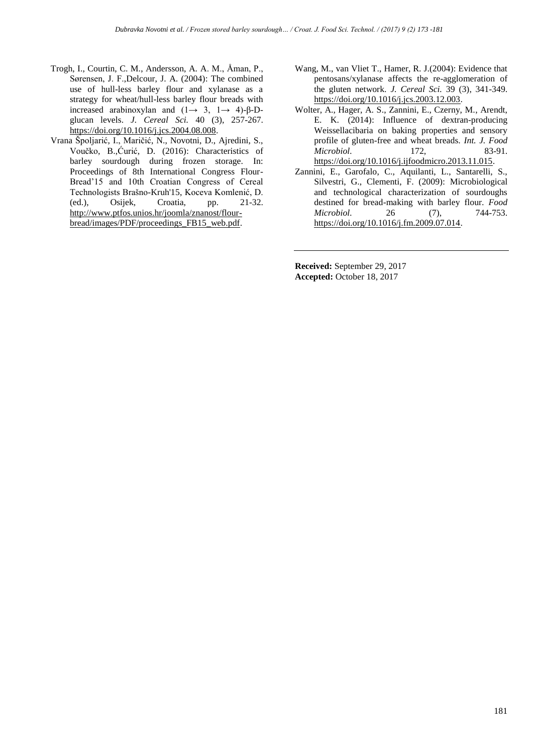Trogh, I., Courtin, C. M., Andersson, A. A. M., Åman, P., Sørensen, J. F.,Delcour, J. A. (2004): The combined use of hull-less barley flour and xylanase as a strategy for wheat/hull-less barley flour breads with increased arabinoxylan and (1→ 3, 1→ 4)-β-D-glucan levels. *J. Cereal Sci.* 40 (3), 257-267. https://doi.org/10.1016/j.jcs.2004.08.008.

Vrana Špoljarić, I., Maričić, N., Novotni, D., Ajredini, S., Voučko, B.,Ćurić, D. (2016): Characteristics of barley sourdough during frozen storage. In: Proceedings of 8th International Congress Flour-Bread'15 and 10th Croatian Congress of Cereal Technologists Brašno-Kruh'15, Koceva Komlenić, D. (ed.), Osijek, Croatia, pp. 21-32. http://www.ptfos.unios.hr/joomla/znanost/flour-bread/images/PDF/proceedings_FB15_web.pdf.

Wang, M., van Vliet T., Hamer, R. J.(2004): Evidence that pentosans/xylanase affects the re-agglomeration of the gluten network. *J. Cereal Sci.* 39 (3), 341-349. https://doi.org/10.1016/j.jcs.2003.12.003.

Wolter, A., Hager, A. S., Zannini, E., Czerny, M., Arendt, E. K. (2014): Influence of dextran-producing Weissellacibaria on baking properties and sensory profile of gluten-free and wheat breads. *Int. J. Food Microbiol.* 172, 83-91. https://doi.org/10.1016/j.ijfoodmicro.2013.11.015.

Zannini, E., Garofalo, C., Aquilanti, L., Santarelli, S., Silvestri, G., Clementi, F. (2009): Microbiological and technological characterization of sourdoughs destined for bread-making with barley flour. *Food Microbiol.* 26 (7), 744-753. https://doi.org/10.1016/j.fm.2009.07.014.

---

**Received:** September 29, 2017
**Accepted:** October 18, 2017